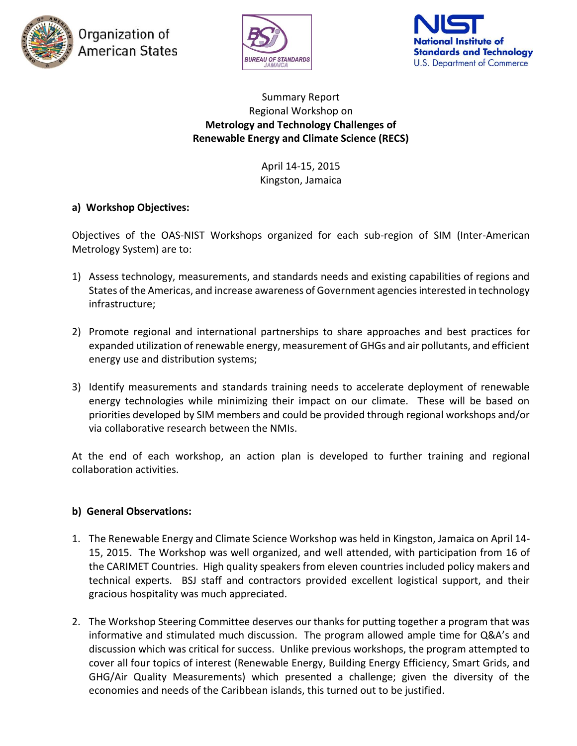Organization of American States

BUREAU OF STANDARDS JAMAICA

NIST National Institute of Standards and Technology U.S. Department of Commerce

Summary Report
Regional Workshop on
**Metrology and Technology Challenges of Renewable Energy and Climate Science (RECS)**

April 14-15, 2015
Kingston, Jamaica

## a) Workshop Objectives:

Objectives of the OAS-NIST Workshops organized for each sub-region of SIM (Inter-American Metrology System) are to:

1) Assess technology, measurements, and standards needs and existing capabilities of regions and States of the Americas, and increase awareness of Government agencies interested in technology infrastructure;

2) Promote regional and international partnerships to share approaches and best practices for expanded utilization of renewable energy, measurement of GHGs and air pollutants, and efficient energy use and distribution systems;

3) Identify measurements and standards training needs to accelerate deployment of renewable energy technologies while minimizing their impact on our climate. These will be based on priorities developed by SIM members and could be provided through regional workshops and/or via collaborative research between the NMIs.

At the end of each workshop, an action plan is developed to further training and regional collaboration activities.

## b) General Observations:

1. The Renewable Energy and Climate Science Workshop was held in Kingston, Jamaica on April 14-15, 2015. The Workshop was well organized, and well attended, with participation from 16 of the CARIMET Countries. High quality speakers from eleven countries included policy makers and technical experts. BSJ staff and contractors provided excellent logistical support, and their gracious hospitality was much appreciated.

2. The Workshop Steering Committee deserves our thanks for putting together a program that was informative and stimulated much discussion. The program allowed ample time for Q&A's and discussion which was critical for success. Unlike previous workshops, the program attempted to cover all four topics of interest (Renewable Energy, Building Energy Efficiency, Smart Grids, and GHG/Air Quality Measurements) which presented a challenge; given the diversity of the economies and needs of the Caribbean islands, this turned out to be justified.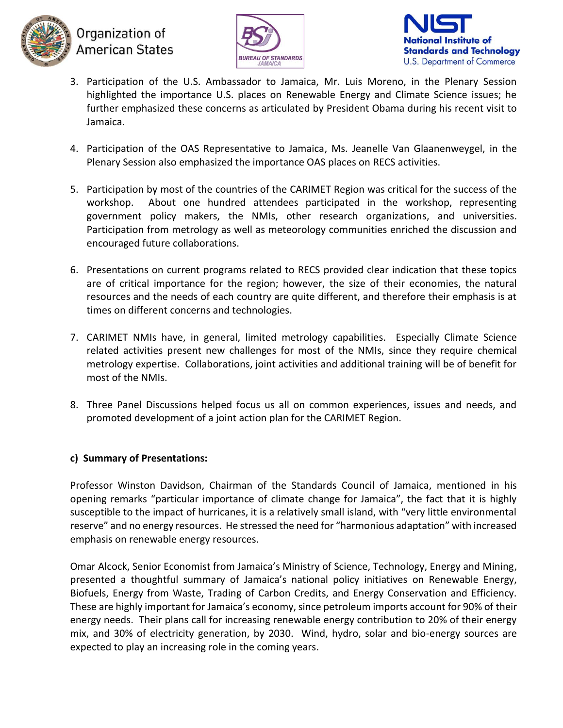3. Participation of the U.S. Ambassador to Jamaica, Mr. Luis Moreno, in the Plenary Session highlighted the importance U.S. places on Renewable Energy and Climate Science issues; he further emphasized these concerns as articulated by President Obama during his recent visit to Jamaica.

4. Participation of the OAS Representative to Jamaica, Ms. Jeanelle Van Glaanenweygel, in the Plenary Session also emphasized the importance OAS places on RECS activities.

5. Participation by most of the countries of the CARIMET Region was critical for the success of the workshop. About one hundred attendees participated in the workshop, representing government policy makers, the NMIs, other research organizations, and universities. Participation from metrology as well as meteorology communities enriched the discussion and encouraged future collaborations.

6. Presentations on current programs related to RECS provided clear indication that these topics are of critical importance for the region; however, the size of their economies, the natural resources and the needs of each country are quite different, and therefore their emphasis is at times on different concerns and technologies.

7. CARIMET NMIs have, in general, limited metrology capabilities. Especially Climate Science related activities present new challenges for most of the NMIs, since they require chemical metrology expertise. Collaborations, joint activities and additional training will be of benefit for most of the NMIs.

8. Three Panel Discussions helped focus us all on common experiences, issues and needs, and promoted development of a joint action plan for the CARIMET Region.

**c) Summary of Presentations:**

Professor Winston Davidson, Chairman of the Standards Council of Jamaica, mentioned in his opening remarks "particular importance of climate change for Jamaica", the fact that it is highly susceptible to the impact of hurricanes, it is a relatively small island, with "very little environmental reserve" and no energy resources. He stressed the need for "harmonious adaptation" with increased emphasis on renewable energy resources.

Omar Alcock, Senior Economist from Jamaica's Ministry of Science, Technology, Energy and Mining, presented a thoughtful summary of Jamaica's national policy initiatives on Renewable Energy, Biofuels, Energy from Waste, Trading of Carbon Credits, and Energy Conservation and Efficiency. These are highly important for Jamaica's economy, since petroleum imports account for 90% of their energy needs. Their plans call for increasing renewable energy contribution to 20% of their energy mix, and 30% of electricity generation, by 2030. Wind, hydro, solar and bio-energy sources are expected to play an increasing role in the coming years.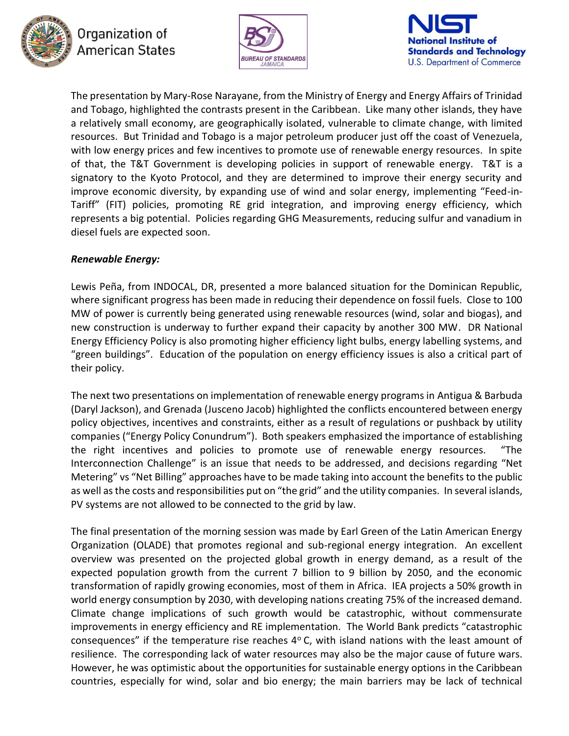The presentation by Mary-Rose Narayane, from the Ministry of Energy and Energy Affairs of Trinidad and Tobago, highlighted the contrasts present in the Caribbean. Like many other islands, they have a relatively small economy, are geographically isolated, vulnerable to climate change, with limited resources. But Trinidad and Tobago is a major petroleum producer just off the coast of Venezuela, with low energy prices and few incentives to promote use of renewable energy resources. In spite of that, the T&T Government is developing policies in support of renewable energy. T&T is a signatory to the Kyoto Protocol, and they are determined to improve their energy security and improve economic diversity, by expanding use of wind and solar energy, implementing "Feed-in-Tariff" (FIT) policies, promoting RE grid integration, and improving energy efficiency, which represents a big potential. Policies regarding GHG Measurements, reducing sulfur and vanadium in diesel fuels are expected soon.

***Renewable Energy:***

Lewis Peña, from INDOCAL, DR, presented a more balanced situation for the Dominican Republic, where significant progress has been made in reducing their dependence on fossil fuels. Close to 100 MW of power is currently being generated using renewable resources (wind, solar and biogas), and new construction is underway to further expand their capacity by another 300 MW. DR National Energy Efficiency Policy is also promoting higher efficiency light bulbs, energy labelling systems, and "green buildings". Education of the population on energy efficiency issues is also a critical part of their policy.

The next two presentations on implementation of renewable energy programs in Antigua & Barbuda (Daryl Jackson), and Grenada (Jusceno Jacob) highlighted the conflicts encountered between energy policy objectives, incentives and constraints, either as a result of regulations or pushback by utility companies ("Energy Policy Conundrum"). Both speakers emphasized the importance of establishing the right incentives and policies to promote use of renewable energy resources. "The Interconnection Challenge" is an issue that needs to be addressed, and decisions regarding "Net Metering" vs "Net Billing" approaches have to be made taking into account the benefits to the public as well as the costs and responsibilities put on "the grid" and the utility companies. In several islands, PV systems are not allowed to be connected to the grid by law.

The final presentation of the morning session was made by Earl Green of the Latin American Energy Organization (OLADE) that promotes regional and sub-regional energy integration. An excellent overview was presented on the projected global growth in energy demand, as a result of the expected population growth from the current 7 billion to 9 billion by 2050, and the economic transformation of rapidly growing economies, most of them in Africa. IEA projects a 50% growth in world energy consumption by 2030, with developing nations creating 75% of the increased demand. Climate change implications of such growth would be catastrophic, without commensurate improvements in energy efficiency and RE implementation. The World Bank predicts "catastrophic consequences" if the temperature rise reaches $4^{o}$ C, with island nations with the least amount of resilience. The corresponding lack of water resources may also be the major cause of future wars. However, he was optimistic about the opportunities for sustainable energy options in the Caribbean countries, especially for wind, solar and bio energy; the main barriers may be lack of technical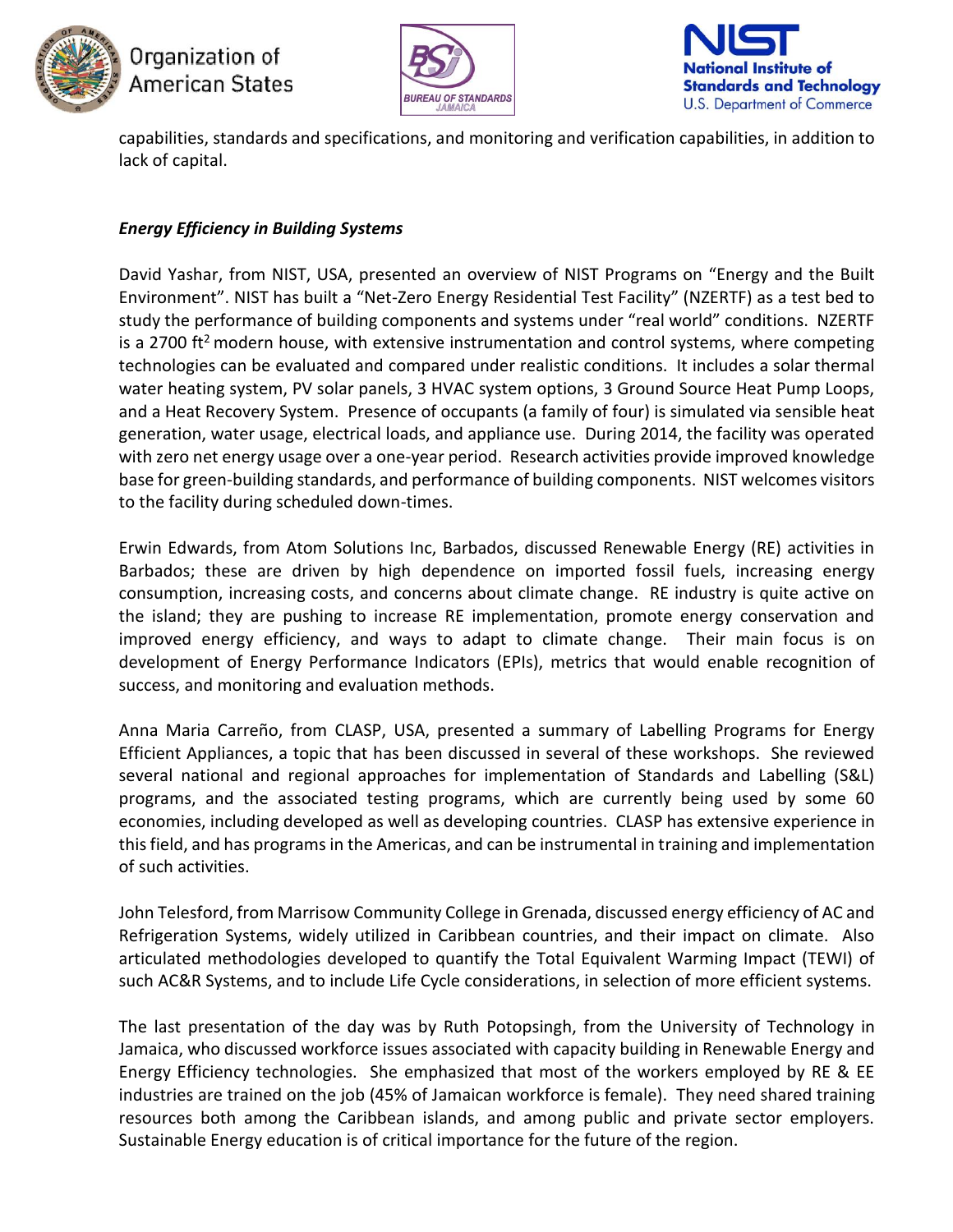capabilities, standards and specifications, and monitoring and verification capabilities, in addition to lack of capital.

***Energy Efficiency in Building Systems***

David Yashar, from NIST, USA, presented an overview of NIST Programs on "Energy and the Built Environment". NIST has built a "Net-Zero Energy Residential Test Facility" (NZERTF) as a test bed to study the performance of building components and systems under "real world" conditions. NZERTF is a 2700 ft$^2$ modern house, with extensive instrumentation and control systems, where competing technologies can be evaluated and compared under realistic conditions. It includes a solar thermal water heating system, PV solar panels, 3 HVAC system options, 3 Ground Source Heat Pump Loops, and a Heat Recovery System. Presence of occupants (a family of four) is simulated via sensible heat generation, water usage, electrical loads, and appliance use. During 2014, the facility was operated with zero net energy usage over a one-year period. Research activities provide improved knowledge base for green-building standards, and performance of building components. NIST welcomes visitors to the facility during scheduled down-times.

Erwin Edwards, from Atom Solutions Inc, Barbados, discussed Renewable Energy (RE) activities in Barbados; these are driven by high dependence on imported fossil fuels, increasing energy consumption, increasing costs, and concerns about climate change. RE industry is quite active on the island; they are pushing to increase RE implementation, promote energy conservation and improved energy efficiency, and ways to adapt to climate change. Their main focus is on development of Energy Performance Indicators (EPIs), metrics that would enable recognition of success, and monitoring and evaluation methods.

Anna Maria Carreño, from CLASP, USA, presented a summary of Labelling Programs for Energy Efficient Appliances, a topic that has been discussed in several of these workshops. She reviewed several national and regional approaches for implementation of Standards and Labelling (S&L) programs, and the associated testing programs, which are currently being used by some 60 economies, including developed as well as developing countries. CLASP has extensive experience in this field, and has programs in the Americas, and can be instrumental in training and implementation of such activities.

John Telesford, from Marrisow Community College in Grenada, discussed energy efficiency of AC and Refrigeration Systems, widely utilized in Caribbean countries, and their impact on climate. Also articulated methodologies developed to quantify the Total Equivalent Warming Impact (TEWI) of such AC&R Systems, and to include Life Cycle considerations, in selection of more efficient systems.

The last presentation of the day was by Ruth Potopsingh, from the University of Technology in Jamaica, who discussed workforce issues associated with capacity building in Renewable Energy and Energy Efficiency technologies. She emphasized that most of the workers employed by RE & EE industries are trained on the job (45% of Jamaican workforce is female). They need shared training resources both among the Caribbean islands, and among public and private sector employers. Sustainable Energy education is of critical importance for the future of the region.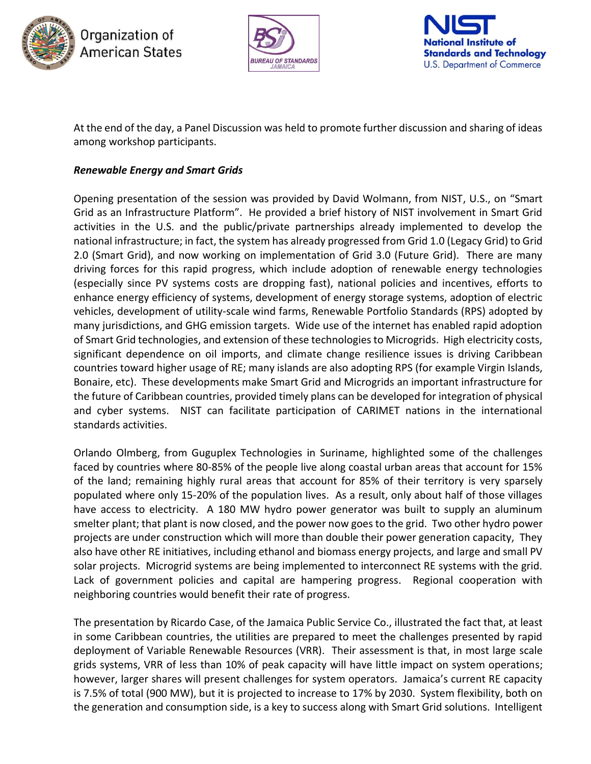At the end of the day, a Panel Discussion was held to promote further discussion and sharing of ideas among workshop participants.

***Renewable Energy and Smart Grids***

Opening presentation of the session was provided by David Wolmann, from NIST, U.S., on "Smart Grid as an Infrastructure Platform". He provided a brief history of NIST involvement in Smart Grid activities in the U.S. and the public/private partnerships already implemented to develop the national infrastructure; in fact, the system has already progressed from Grid 1.0 (Legacy Grid) to Grid 2.0 (Smart Grid), and now working on implementation of Grid 3.0 (Future Grid). There are many driving forces for this rapid progress, which include adoption of renewable energy technologies (especially since PV systems costs are dropping fast), national policies and incentives, efforts to enhance energy efficiency of systems, development of energy storage systems, adoption of electric vehicles, development of utility-scale wind farms, Renewable Portfolio Standards (RPS) adopted by many jurisdictions, and GHG emission targets. Wide use of the internet has enabled rapid adoption of Smart Grid technologies, and extension of these technologies to Microgrids. High electricity costs, significant dependence on oil imports, and climate change resilience issues is driving Caribbean countries toward higher usage of RE; many islands are also adopting RPS (for example Virgin Islands, Bonaire, etc). These developments make Smart Grid and Microgrids an important infrastructure for the future of Caribbean countries, provided timely plans can be developed for integration of physical and cyber systems. NIST can facilitate participation of CARIMET nations in the international standards activities.

Orlando Olmberg, from Guguplex Technologies in Suriname, highlighted some of the challenges faced by countries where 80-85% of the people live along coastal urban areas that account for 15% of the land; remaining highly rural areas that account for 85% of their territory is very sparsely populated where only 15-20% of the population lives. As a result, only about half of those villages have access to electricity. A 180 MW hydro power generator was built to supply an aluminum smelter plant; that plant is now closed, and the power now goes to the grid. Two other hydro power projects are under construction which will more than double their power generation capacity, They also have other RE initiatives, including ethanol and biomass energy projects, and large and small PV solar projects. Microgrid systems are being implemented to interconnect RE systems with the grid. Lack of government policies and capital are hampering progress. Regional cooperation with neighboring countries would benefit their rate of progress.

The presentation by Ricardo Case, of the Jamaica Public Service Co., illustrated the fact that, at least in some Caribbean countries, the utilities are prepared to meet the challenges presented by rapid deployment of Variable Renewable Resources (VRR). Their assessment is that, in most large scale grids systems, VRR of less than 10% of peak capacity will have little impact on system operations; however, larger shares will present challenges for system operators. Jamaica's current RE capacity is 7.5% of total (900 MW), but it is projected to increase to 17% by 2030. System flexibility, both on the generation and consumption side, is a key to success along with Smart Grid solutions. Intelligent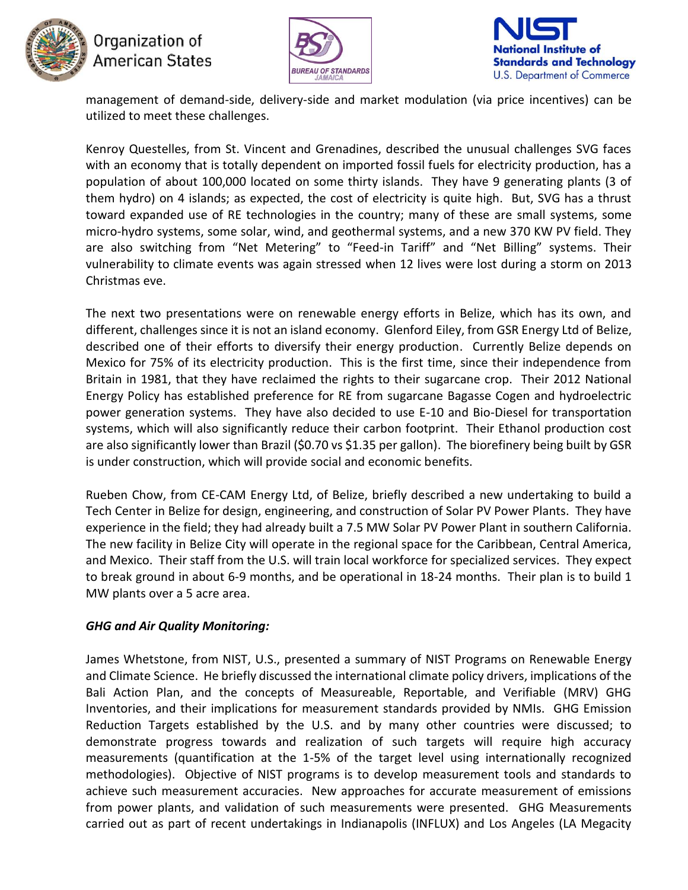management of demand-side, delivery-side and market modulation (via price incentives) can be utilized to meet these challenges.

Kenroy Questelles, from St. Vincent and Grenadines, described the unusual challenges SVG faces with an economy that is totally dependent on imported fossil fuels for electricity production, has a population of about 100,000 located on some thirty islands. They have 9 generating plants (3 of them hydro) on 4 islands; as expected, the cost of electricity is quite high. But, SVG has a thrust toward expanded use of RE technologies in the country; many of these are small systems, some micro-hydro systems, some solar, wind, and geothermal systems, and a new 370 KW PV field. They are also switching from "Net Metering" to "Feed-in Tariff" and "Net Billing" systems. Their vulnerability to climate events was again stressed when 12 lives were lost during a storm on 2013 Christmas eve.

The next two presentations were on renewable energy efforts in Belize, which has its own, and different, challenges since it is not an island economy. Glenford Eiley, from GSR Energy Ltd of Belize, described one of their efforts to diversify their energy production. Currently Belize depends on Mexico for 75% of its electricity production. This is the first time, since their independence from Britain in 1981, that they have reclaimed the rights to their sugarcane crop. Their 2012 National Energy Policy has established preference for RE from sugarcane Bagasse Cogen and hydroelectric power generation systems. They have also decided to use E-10 and Bio-Diesel for transportation systems, which will also significantly reduce their carbon footprint. Their Ethanol production cost are also significantly lower than Brazil ($0.70 vs $1.35 per gallon). The biorefinery being built by GSR is under construction, which will provide social and economic benefits.

Rueben Chow, from CE-CAM Energy Ltd, of Belize, briefly described a new undertaking to build a Tech Center in Belize for design, engineering, and construction of Solar PV Power Plants. They have experience in the field; they had already built a 7.5 MW Solar PV Power Plant in southern California. The new facility in Belize City will operate in the regional space for the Caribbean, Central America, and Mexico. Their staff from the U.S. will train local workforce for specialized services. They expect to break ground in about 6-9 months, and be operational in 18-24 months. Their plan is to build 1 MW plants over a 5 acre area.

***GHG and Air Quality Monitoring:***

James Whetstone, from NIST, U.S., presented a summary of NIST Programs on Renewable Energy and Climate Science. He briefly discussed the international climate policy drivers, implications of the Bali Action Plan, and the concepts of Measureable, Reportable, and Verifiable (MRV) GHG Inventories, and their implications for measurement standards provided by NMIs. GHG Emission Reduction Targets established by the U.S. and by many other countries were discussed; to demonstrate progress towards and realization of such targets will require high accuracy measurements (quantification at the 1-5% of the target level using internationally recognized methodologies). Objective of NIST programs is to develop measurement tools and standards to achieve such measurement accuracies. New approaches for accurate measurement of emissions from power plants, and validation of such measurements were presented. GHG Measurements carried out as part of recent undertakings in Indianapolis (INFLUX) and Los Angeles (LA Megacity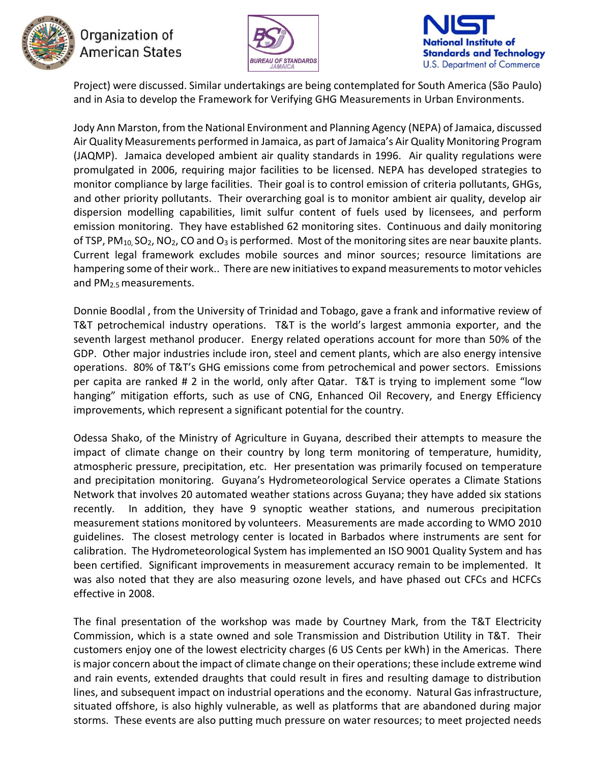Project) were discussed. Similar undertakings are being contemplated for South America (São Paulo) and in Asia to develop the Framework for Verifying GHG Measurements in Urban Environments.

Jody Ann Marston, from the National Environment and Planning Agency (NEPA) of Jamaica, discussed Air Quality Measurements performed in Jamaica, as part of Jamaica's Air Quality Monitoring Program (JAQMP). Jamaica developed ambient air quality standards in 1996. Air quality regulations were promulgated in 2006, requiring major facilities to be licensed. NEPA has developed strategies to monitor compliance by large facilities. Their goal is to control emission of criteria pollutants, GHGs, and other priority pollutants. Their overarching goal is to monitor ambient air quality, develop air dispersion modelling capabilities, limit sulfur content of fuels used by licensees, and perform emission monitoring. They have established 62 monitoring sites. Continuous and daily monitoring of TSP, $PM_{10}$, $SO_2$, $NO_2$, CO and $O_3$ is performed. Most of the monitoring sites are near bauxite plants. Current legal framework excludes mobile sources and minor sources; resource limitations are hampering some of their work.. There are new initiatives to expand measurements to motor vehicles and $PM_{2.5}$ measurements.

Donnie Boodlal , from the University of Trinidad and Tobago, gave a frank and informative review of T&T petrochemical industry operations. T&T is the world's largest ammonia exporter, and the seventh largest methanol producer. Energy related operations account for more than 50% of the GDP. Other major industries include iron, steel and cement plants, which are also energy intensive operations. 80% of T&T's GHG emissions come from petrochemical and power sectors. Emissions per capita are ranked # 2 in the world, only after Qatar. T&T is trying to implement some "low hanging" mitigation efforts, such as use of CNG, Enhanced Oil Recovery, and Energy Efficiency improvements, which represent a significant potential for the country.

Odessa Shako, of the Ministry of Agriculture in Guyana, described their attempts to measure the impact of climate change on their country by long term monitoring of temperature, humidity, atmospheric pressure, precipitation, etc. Her presentation was primarily focused on temperature and precipitation monitoring. Guyana's Hydrometeorological Service operates a Climate Stations Network that involves 20 automated weather stations across Guyana; they have added six stations recently. In addition, they have 9 synoptic weather stations, and numerous precipitation measurement stations monitored by volunteers. Measurements are made according to WMO 2010 guidelines. The closest metrology center is located in Barbados where instruments are sent for calibration. The Hydrometeorological System has implemented an ISO 9001 Quality System and has been certified. Significant improvements in measurement accuracy remain to be implemented. It was also noted that they are also measuring ozone levels, and have phased out CFCs and HCFCs effective in 2008.

The final presentation of the workshop was made by Courtney Mark, from the T&T Electricity Commission, which is a state owned and sole Transmission and Distribution Utility in T&T. Their customers enjoy one of the lowest electricity charges (6 US Cents per kWh) in the Americas. There is major concern about the impact of climate change on their operations; these include extreme wind and rain events, extended draughts that could result in fires and resulting damage to distribution lines, and subsequent impact on industrial operations and the economy. Natural Gas infrastructure, situated offshore, is also highly vulnerable, as well as platforms that are abandoned during major storms. These events are also putting much pressure on water resources; to meet projected needs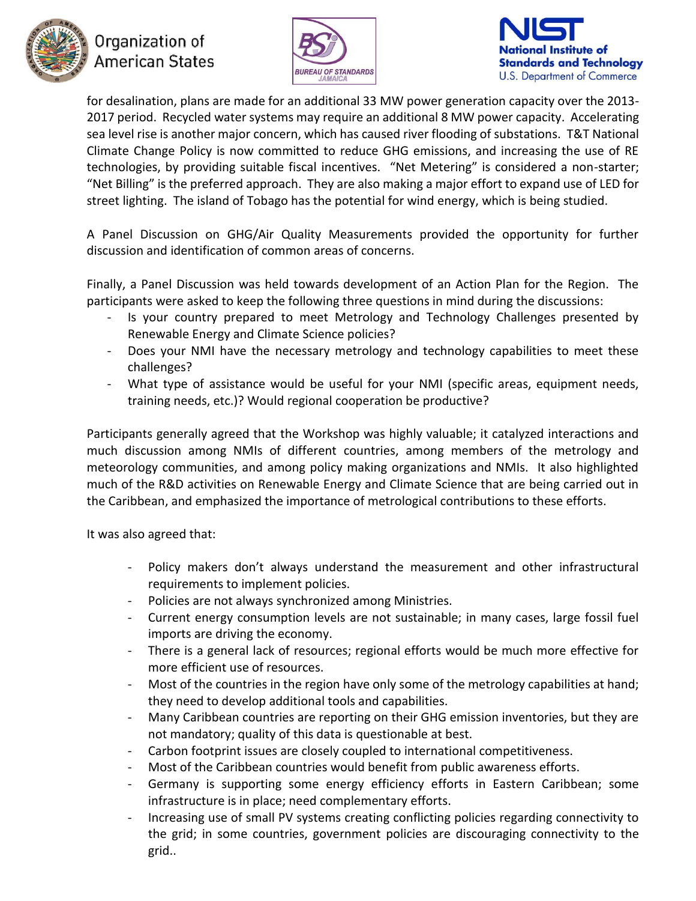for desalination, plans are made for an additional 33 MW power generation capacity over the 2013-2017 period. Recycled water systems may require an additional 8 MW power capacity. Accelerating sea level rise is another major concern, which has caused river flooding of substations. T&T National Climate Change Policy is now committed to reduce GHG emissions, and increasing the use of RE technologies, by providing suitable fiscal incentives. "Net Metering" is considered a non-starter; "Net Billing" is the preferred approach. They are also making a major effort to expand use of LED for street lighting. The island of Tobago has the potential for wind energy, which is being studied.

A Panel Discussion on GHG/Air Quality Measurements provided the opportunity for further discussion and identification of common areas of concerns.

Finally, a Panel Discussion was held towards development of an Action Plan for the Region. The participants were asked to keep the following three questions in mind during the discussions:

- Is your country prepared to meet Metrology and Technology Challenges presented by Renewable Energy and Climate Science policies?
- Does your NMI have the necessary metrology and technology capabilities to meet these challenges?
- What type of assistance would be useful for your NMI (specific areas, equipment needs, training needs, etc.)? Would regional cooperation be productive?

Participants generally agreed that the Workshop was highly valuable; it catalyzed interactions and much discussion among NMIs of different countries, among members of the metrology and meteorology communities, and among policy making organizations and NMIs. It also highlighted much of the R&D activities on Renewable Energy and Climate Science that are being carried out in the Caribbean, and emphasized the importance of metrological contributions to these efforts.

It was also agreed that:

- Policy makers don't always understand the measurement and other infrastructural requirements to implement policies.
- Policies are not always synchronized among Ministries.
- Current energy consumption levels are not sustainable; in many cases, large fossil fuel imports are driving the economy.
- There is a general lack of resources; regional efforts would be much more effective for more efficient use of resources.
- Most of the countries in the region have only some of the metrology capabilities at hand; they need to develop additional tools and capabilities.
- Many Caribbean countries are reporting on their GHG emission inventories, but they are not mandatory; quality of this data is questionable at best.
- Carbon footprint issues are closely coupled to international competitiveness.
- Most of the Caribbean countries would benefit from public awareness efforts.
- Germany is supporting some energy efficiency efforts in Eastern Caribbean; some infrastructure is in place; need complementary efforts.
- Increasing use of small PV systems creating conflicting policies regarding connectivity to the grid; in some countries, government policies are discouraging connectivity to the grid..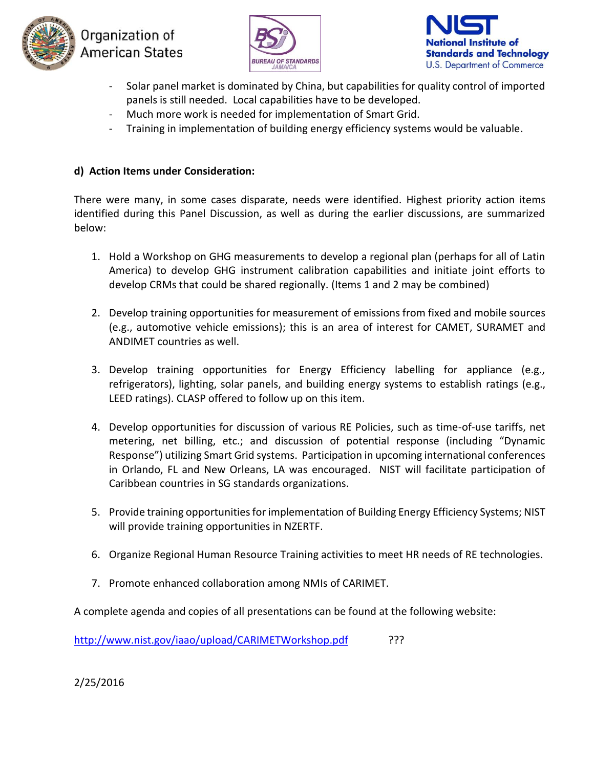- Solar panel market is dominated by China, but capabilities for quality control of imported panels is still needed. Local capabilities have to be developed.
- Much more work is needed for implementation of Smart Grid.
- Training in implementation of building energy efficiency systems would be valuable.

**d) Action Items under Consideration:**

There were many, in some cases disparate, needs were identified. Highest priority action items identified during this Panel Discussion, as well as during the earlier discussions, are summarized below:

1. Hold a Workshop on GHG measurements to develop a regional plan (perhaps for all of Latin America) to develop GHG instrument calibration capabilities and initiate joint efforts to develop CRMs that could be shared regionally. (Items 1 and 2 may be combined)

2. Develop training opportunities for measurement of emissions from fixed and mobile sources (e.g., automotive vehicle emissions); this is an area of interest for CAMET, SURAMET and ANDIMET countries as well.

3. Develop training opportunities for Energy Efficiency labelling for appliance (e.g., refrigerators), lighting, solar panels, and building energy systems to establish ratings (e.g., LEED ratings). CLASP offered to follow up on this item.

4. Develop opportunities for discussion of various RE Policies, such as time-of-use tariffs, net metering, net billing, etc.; and discussion of potential response (including "Dynamic Response") utilizing Smart Grid systems. Participation in upcoming international conferences in Orlando, FL and New Orleans, LA was encouraged. NIST will facilitate participation of Caribbean countries in SG standards organizations.

5. Provide training opportunities for implementation of Building Energy Efficiency Systems; NIST will provide training opportunities in NZERTF.

6. Organize Regional Human Resource Training activities to meet HR needs of RE technologies.

7. Promote enhanced collaboration among NMIs of CARIMET.

A complete agenda and copies of all presentations can be found at the following website:

http://www.nist.gov/iaao/upload/CARIMETWorkshop.pdf ???

2/25/2016